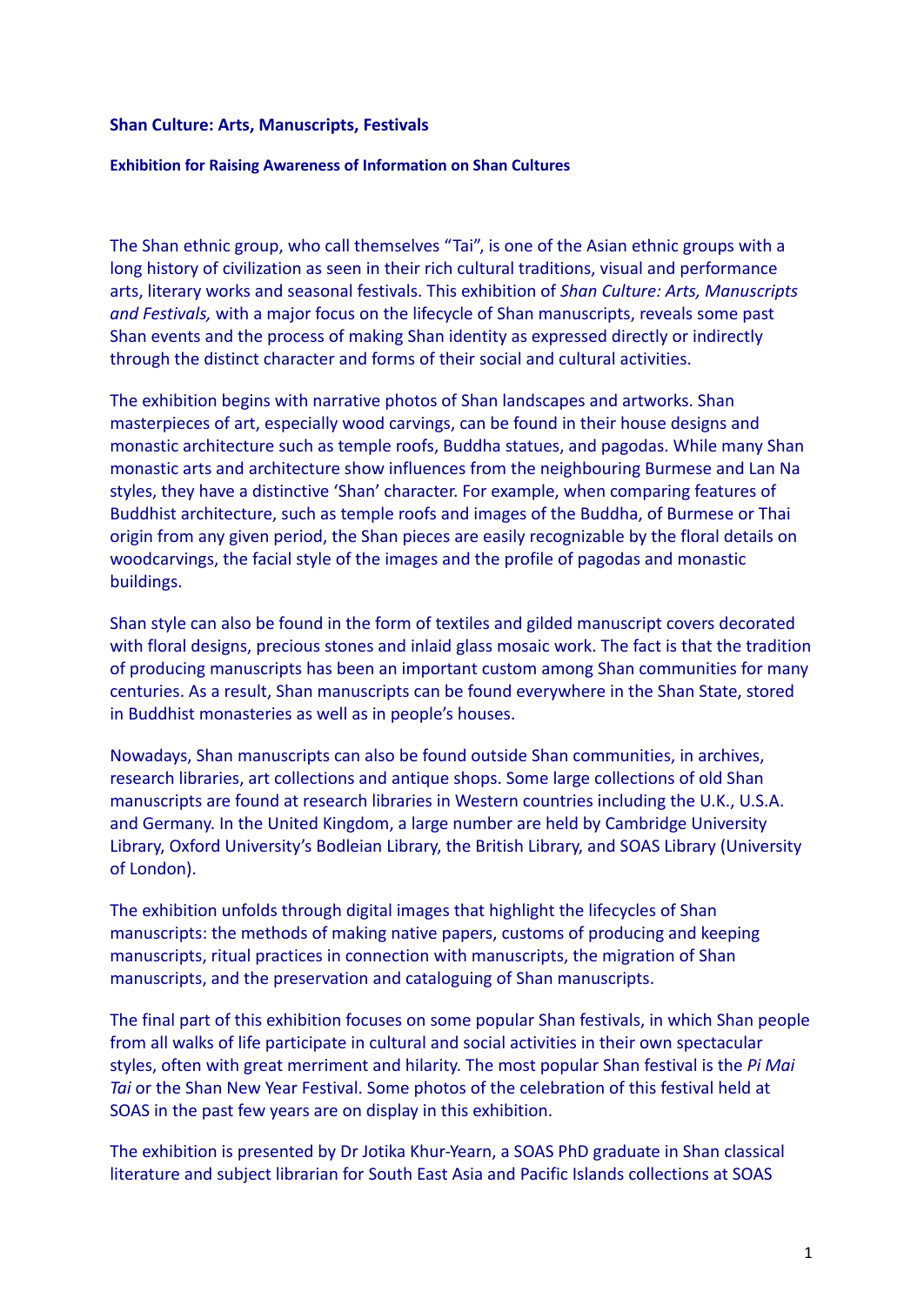# Shan Culture: Arts, Manuscripts, Festivals

## Exhibition for Raising Awareness of Information on Shan Cultures

The Shan ethnic group, who call themselves "Tai", is one of the Asian ethnic groups with a long history of civilization as seen in their rich cultural traditions, visual and performance arts, literary works and seasonal festivals. This exhibition of *Shan Culture: Arts, Manuscripts and Festivals,* with a major focus on the lifecycle of Shan manuscripts, reveals some past Shan events and the process of making Shan identity as expressed directly or indirectly through the distinct character and forms of their social and cultural activities.

The exhibition begins with narrative photos of Shan landscapes and artworks. Shan masterpieces of art, especially wood carvings, can be found in their house designs and monastic architecture such as temple roofs, Buddha statues, and pagodas. While many Shan monastic arts and architecture show influences from the neighbouring Burmese and Lan Na styles, they have a distinctive 'Shan' character. For example, when comparing features of Buddhist architecture, such as temple roofs and images of the Buddha, of Burmese or Thai origin from any given period, the Shan pieces are easily recognizable by the floral details on woodcarvings, the facial style of the images and the profile of pagodas and monastic buildings.

Shan style can also be found in the form of textiles and gilded manuscript covers decorated with floral designs, precious stones and inlaid glass mosaic work. The fact is that the tradition of producing manuscripts has been an important custom among Shan communities for many centuries. As a result, Shan manuscripts can be found everywhere in the Shan State, stored in Buddhist monasteries as well as in people's houses.

Nowadays, Shan manuscripts can also be found outside Shan communities, in archives, research libraries, art collections and antique shops. Some large collections of old Shan manuscripts are found at research libraries in Western countries including the U.K., U.S.A. and Germany. In the United Kingdom, a large number are held by Cambridge University Library, Oxford University's Bodleian Library, the British Library, and SOAS Library (University of London).

The exhibition unfolds through digital images that highlight the lifecycles of Shan manuscripts: the methods of making native papers, customs of producing and keeping manuscripts, ritual practices in connection with manuscripts, the migration of Shan manuscripts, and the preservation and cataloguing of Shan manuscripts.

The final part of this exhibition focuses on some popular Shan festivals, in which Shan people from all walks of life participate in cultural and social activities in their own spectacular styles, often with great merriment and hilarity. The most popular Shan festival is the *Pi Mai Tai* or the Shan New Year Festival. Some photos of the celebration of this festival held at SOAS in the past few years are on display in this exhibition.

The exhibition is presented by Dr Jotika Khur-Yearn, a SOAS PhD graduate in Shan classical literature and subject librarian for South East Asia and Pacific Islands collections at SOAS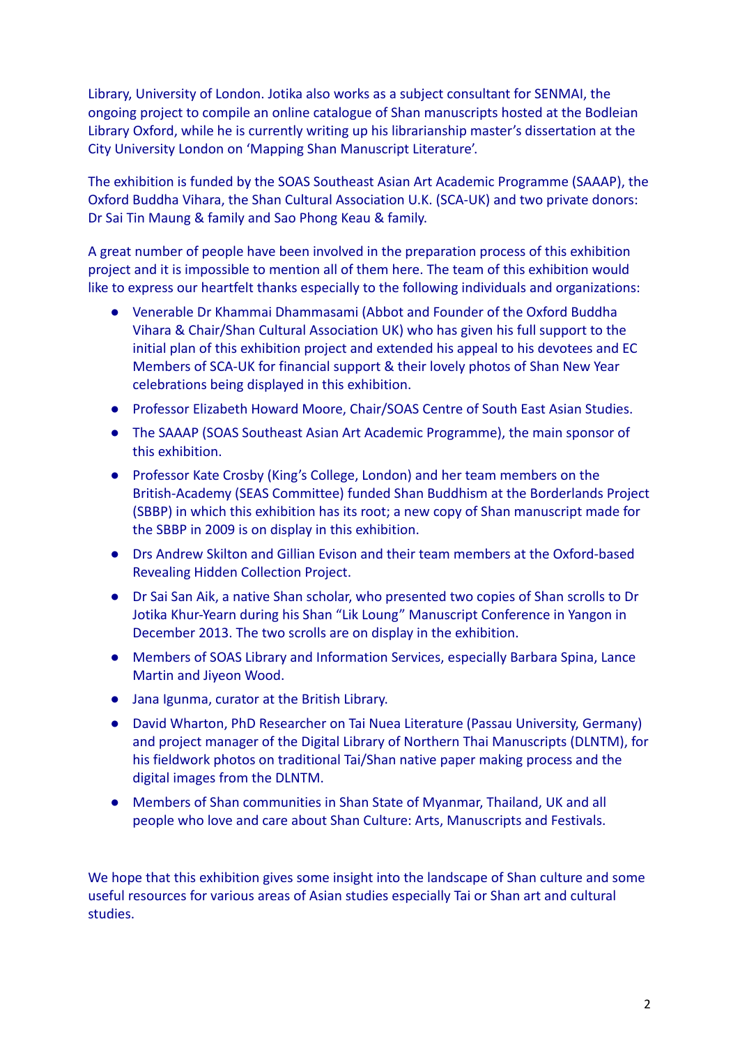Library, University of London. Jotika also works as a subject consultant for SENMAI, the ongoing project to compile an online catalogue of Shan manuscripts hosted at the Bodleian Library Oxford, while he is currently writing up his librarianship master's dissertation at the City University London on 'Mapping Shan Manuscript Literature'.

The exhibition is funded by the SOAS Southeast Asian Art Academic Programme (SAAAP), the Oxford Buddha Vihara, the Shan Cultural Association U.K. (SCA-UK) and two private donors: Dr Sai Tin Maung & family and Sao Phong Keau & family.

A great number of people have been involved in the preparation process of this exhibition project and it is impossible to mention all of them here. The team of this exhibition would like to express our heartfelt thanks especially to the following individuals and organizations:

- Venerable Dr Khammai Dhammasami (Abbot and Founder of the Oxford Buddha Vihara & Chair/Shan Cultural Association UK) who has given his full support to the initial plan of this exhibition project and extended his appeal to his devotees and EC Members of SCA-UK for financial support & their lovely photos of Shan New Year celebrations being displayed in this exhibition.
- Professor Elizabeth Howard Moore, Chair/SOAS Centre of South East Asian Studies.
- The SAAAP (SOAS Southeast Asian Art Academic Programme), the main sponsor of this exhibition.
- Professor Kate Crosby (King's College, London) and her team members on the British-Academy (SEAS Committee) funded Shan Buddhism at the Borderlands Project (SBBP) in which this exhibition has its root; a new copy of Shan manuscript made for the SBBP in 2009 is on display in this exhibition.
- Drs Andrew Skilton and Gillian Evison and their team members at the Oxford-based Revealing Hidden Collection Project.
- Dr Sai San Aik, a native Shan scholar, who presented two copies of Shan scrolls to Dr Jotika Khur-Yearn during his Shan "Lik Loung" Manuscript Conference in Yangon in December 2013. The two scrolls are on display in the exhibition.
- Members of SOAS Library and Information Services, especially Barbara Spina, Lance Martin and Jiyeon Wood.
- Jana Igunma, curator at the British Library.
- David Wharton, PhD Researcher on Tai Nuea Literature (Passau University, Germany) and project manager of the Digital Library of Northern Thai Manuscripts (DLNTM), for his fieldwork photos on traditional Tai/Shan native paper making process and the digital images from the DLNTM.
- Members of Shan communities in Shan State of Myanmar, Thailand, UK and all people who love and care about Shan Culture: Arts, Manuscripts and Festivals.

We hope that this exhibition gives some insight into the landscape of Shan culture and some useful resources for various areas of Asian studies especially Tai or Shan art and cultural studies.